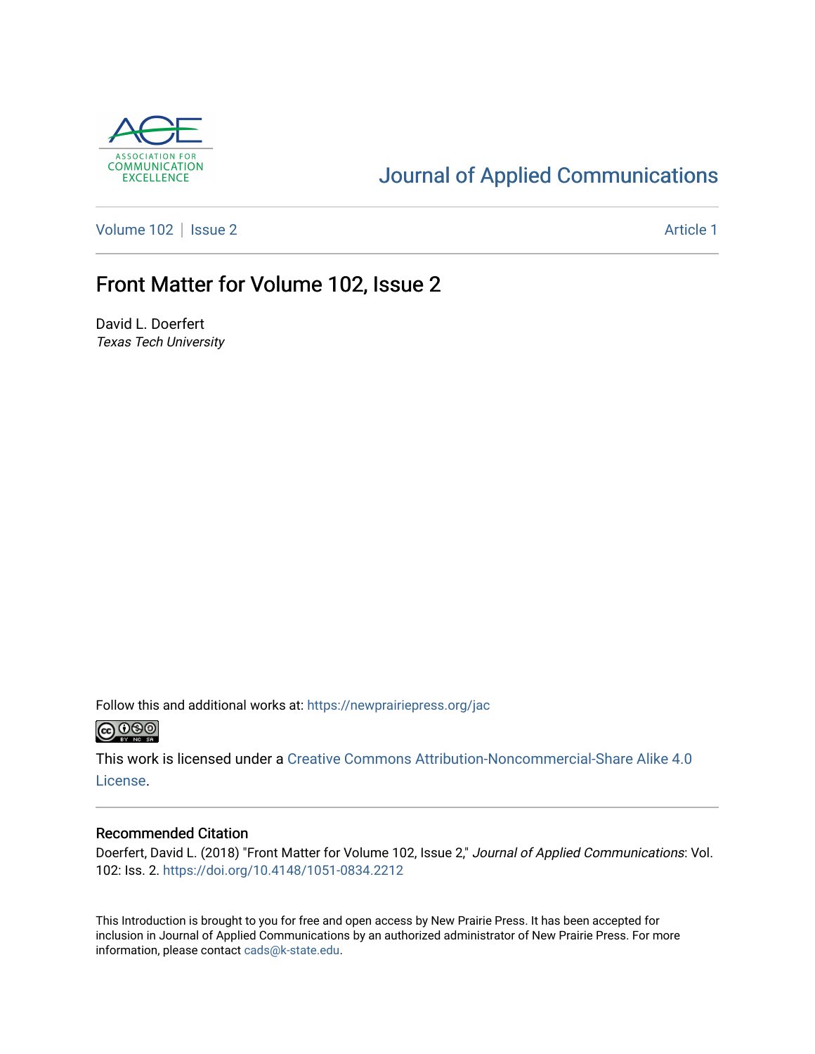Journal of Applied Communications

Volume 102 | Issue 2 — Article 1

# Front Matter for Volume 102, Issue 2

David L. Doerfert
*Texas Tech University*

Follow this and additional works at: https://newprairiepress.org/jac

This work is licensed under a Creative Commons Attribution-Noncommercial-Share Alike 4.0 License.

## Recommended Citation

Doerfert, David L. (2018) "Front Matter for Volume 102, Issue 2," *Journal of Applied Communications*: Vol. 102: Iss. 2. https://doi.org/10.4148/1051-0834.2212

This Introduction is brought to you for free and open access by New Prairie Press. It has been accepted for inclusion in Journal of Applied Communications by an authorized administrator of New Prairie Press. For more information, please contact cads@k-state.edu.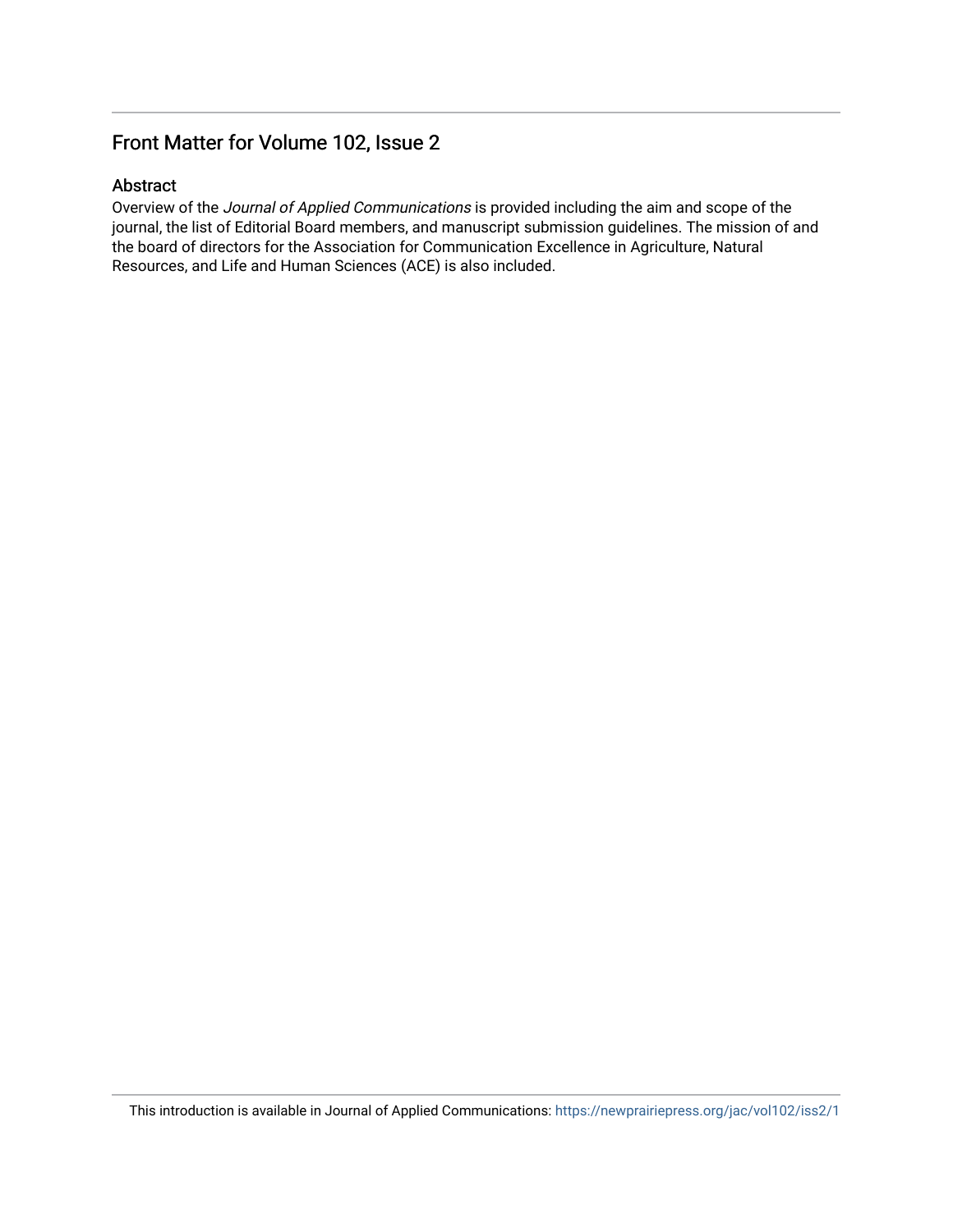# Front Matter for Volume 102, Issue 2

## Abstract

Overview of the *Journal of Applied Communications* is provided including the aim and scope of the journal, the list of Editorial Board members, and manuscript submission guidelines. The mission of and the board of directors for the Association for Communication Excellence in Agriculture, Natural Resources, and Life and Human Sciences (ACE) is also included.

This introduction is available in Journal of Applied Communications: https://newprairiepress.org/jac/vol102/iss2/1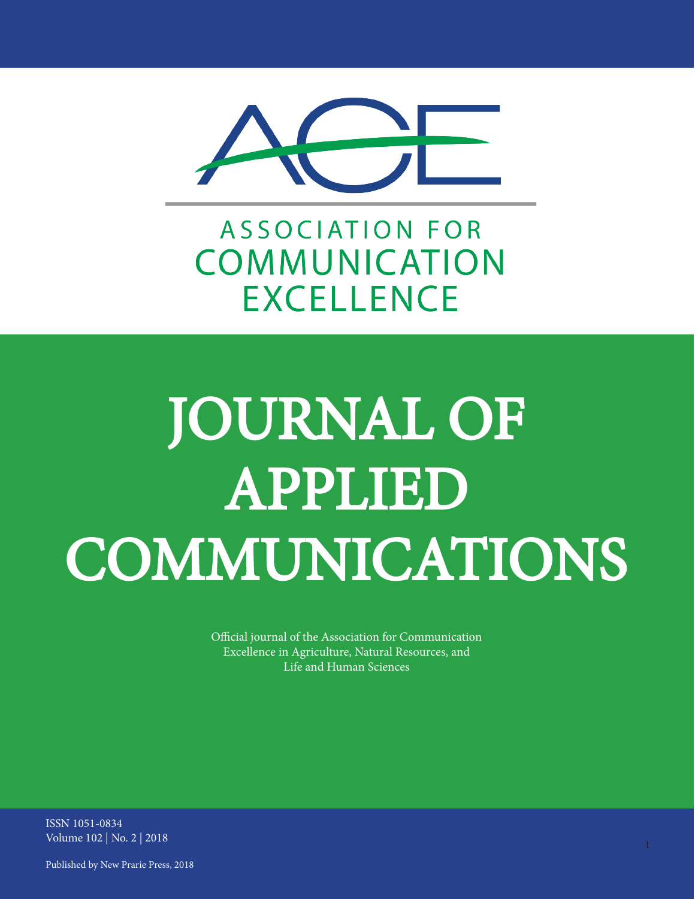# ASSOCIATION FOR COMMUNICATION EXCELLENCE

# JOURNAL OF APPLIED COMMUNICATIONS

Official journal of the Association for Communication Excellence in Agriculture, Natural Resources, and Life and Human Sciences

ISSN 1051-0834
Volume 102 | No. 2 | 2018

Published by New Prarie Press, 2018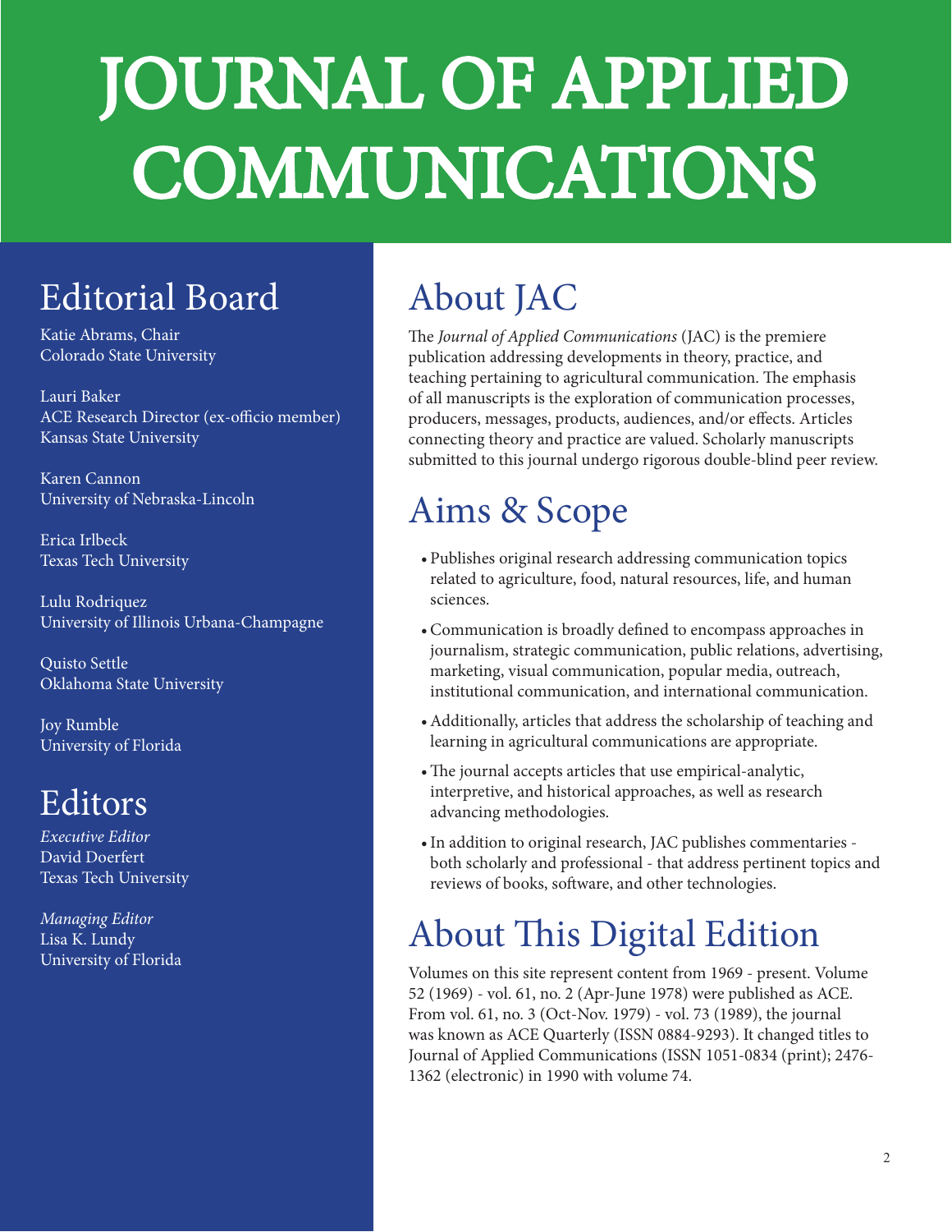# JOURNAL OF APPLIED COMMUNICATIONS

## Editorial Board

Katie Abrams, Chair
Colorado State University

Lauri Baker
ACE Research Director (ex-officio member)
Kansas State University

Karen Cannon
University of Nebraska-Lincoln

Erica Irlbeck
Texas Tech University

Lulu Rodriquez
University of Illinois Urbana-Champagne

Quisto Settle
Oklahoma State University

Joy Rumble
University of Florida

## Editors

*Executive Editor*
David Doerfert
Texas Tech University

*Managing Editor*
Lisa K. Lundy
University of Florida

## About JAC

The *Journal of Applied Communications* (JAC) is the premiere publication addressing developments in theory, practice, and teaching pertaining to agricultural communication. The emphasis of all manuscripts is the exploration of communication processes, producers, messages, products, audiences, and/or effects. Articles connecting theory and practice are valued. Scholarly manuscripts submitted to this journal undergo rigorous double-blind peer review.

## Aims & Scope

- Publishes original research addressing communication topics related to agriculture, food, natural resources, life, and human sciences.
- Communication is broadly defined to encompass approaches in journalism, strategic communication, public relations, advertising, marketing, visual communication, popular media, outreach, institutional communication, and international communication.
- Additionally, articles that address the scholarship of teaching and learning in agricultural communications are appropriate.
- The journal accepts articles that use empirical-analytic, interpretive, and historical approaches, as well as research advancing methodologies.
- In addition to original research, JAC publishes commentaries - both scholarly and professional - that address pertinent topics and reviews of books, software, and other technologies.

## About This Digital Edition

Volumes on this site represent content from 1969 - present. Volume 52 (1969) - vol. 61, no. 2 (Apr-June 1978) were published as ACE. From vol. 61, no. 3 (Oct-Nov. 1979) - vol. 73 (1989), the journal was known as ACE Quarterly (ISSN 0884-9293). It changed titles to Journal of Applied Communications (ISSN 1051-0834 (print); 2476-1362 (electronic) in 1990 with volume 74.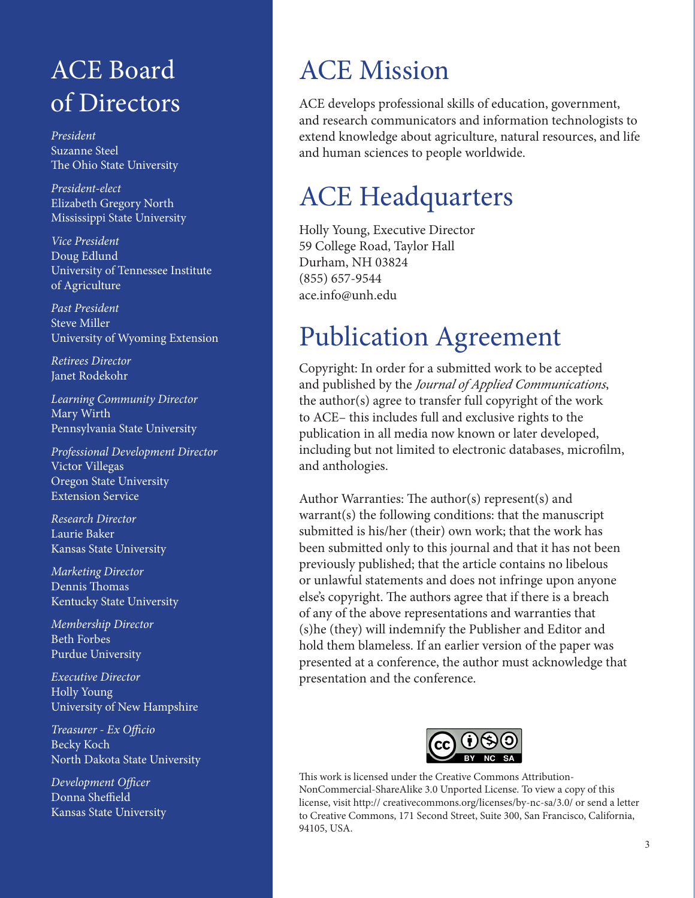# ACE Board of Directors

*President*
Suzanne Steel
The Ohio State University

*President-elect*
Elizabeth Gregory North
Mississippi State University

*Vice President*
Doug Edlund
University of Tennessee Institute of Agriculture

*Past President*
Steve Miller
University of Wyoming Extension

*Retirees Director*
Janet Rodekohr

*Learning Community Director*
Mary Wirth
Pennsylvania State University

*Professional Development Director*
Victor Villegas
Oregon State University Extension Service

*Research Director*
Laurie Baker
Kansas State University

*Marketing Director*
Dennis Thomas
Kentucky State University

*Membership Director*
Beth Forbes
Purdue University

*Executive Director*
Holly Young
University of New Hampshire

*Treasurer - Ex Officio*
Becky Koch
North Dakota State University

*Development Officer*
Donna Sheffield
Kansas State University

# ACE Mission

ACE develops professional skills of education, government, and research communicators and information technologists to extend knowledge about agriculture, natural resources, and life and human sciences to people worldwide.

# ACE Headquarters

Holly Young, Executive Director
59 College Road, Taylor Hall
Durham, NH 03824
(855) 657-9544
ace.info@unh.edu

# Publication Agreement

Copyright: In order for a submitted work to be accepted and published by the *Journal of Applied Communications*, the author(s) agree to transfer full copyright of the work to ACE– this includes full and exclusive rights to the publication in all media now known or later developed, including but not limited to electronic databases, microfilm, and anthologies.

Author Warranties: The author(s) represent(s) and warrant(s) the following conditions: that the manuscript submitted is his/her (their) own work; that the work has been submitted only to this journal and that it has not been previously published; that the article contains no libelous or unlawful statements and does not infringe upon anyone else's copyright. The authors agree that if there is a breach of any of the above representations and warranties that (s)he (they) will indemnify the Publisher and Editor and hold them blameless. If an earlier version of the paper was presented at a conference, the author must acknowledge that presentation and the conference.

This work is licensed under the Creative Commons Attribution-NonCommercial-ShareAlike 3.0 Unported License. To view a copy of this license, visit http:// creativecommons.org/licenses/by-nc-sa/3.0/ or send a letter to Creative Commons, 171 Second Street, Suite 300, San Francisco, California, 94105, USA.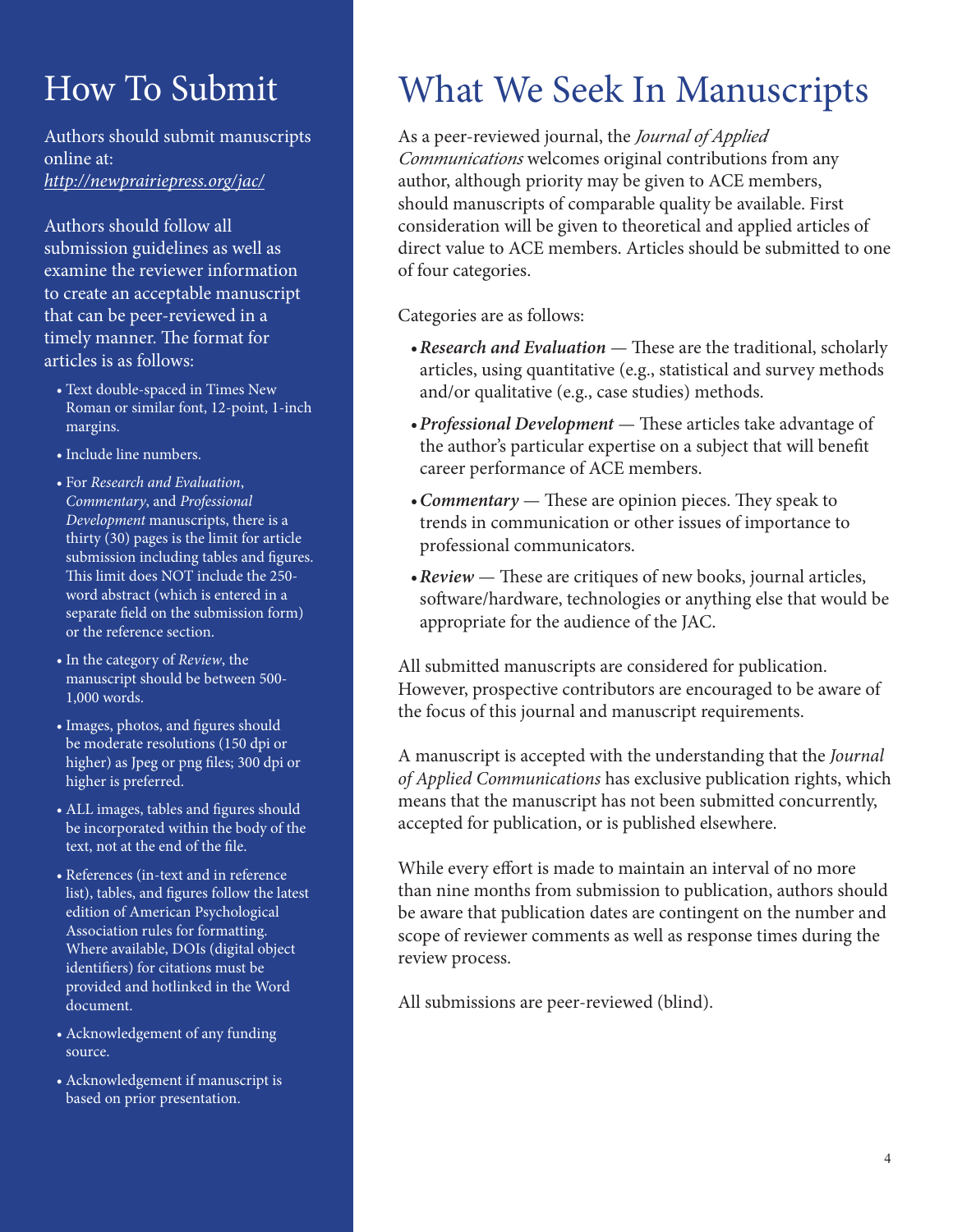# How To Submit

Authors should submit manuscripts online at: *http://newprairiepress.org/jac/*

Authors should follow all submission guidelines as well as examine the reviewer information to create an acceptable manuscript that can be peer-reviewed in a timely manner. The format for articles is as follows:

- Text double-spaced in Times New Roman or similar font, 12-point, 1-inch margins.
- Include line numbers.
- For *Research and Evaluation*, *Commentary*, and *Professional Development* manuscripts, there is a thirty (30) pages is the limit for article submission including tables and figures. This limit does NOT include the 250-word abstract (which is entered in a separate field on the submission form) or the reference section.
- In the category of *Review*, the manuscript should be between 500-1,000 words.
- Images, photos, and figures should be moderate resolutions (150 dpi or higher) as Jpeg or png files; 300 dpi or higher is preferred.
- ALL images, tables and figures should be incorporated within the body of the text, not at the end of the file.
- References (in-text and in reference list), tables, and figures follow the latest edition of American Psychological Association rules for formatting. Where available, DOIs (digital object identifiers) for citations must be provided and hotlinked in the Word document.
- Acknowledgement of any funding source.
- Acknowledgement if manuscript is based on prior presentation.

# What We Seek In Manuscripts

As a peer-reviewed journal, the *Journal of Applied Communications* welcomes original contributions from any author, although priority may be given to ACE members, should manuscripts of comparable quality be available. First consideration will be given to theoretical and applied articles of direct value to ACE members. Articles should be submitted to one of four categories.

Categories are as follows:

- ***Research and Evaluation*** — These are the traditional, scholarly articles, using quantitative (e.g., statistical and survey methods and/or qualitative (e.g., case studies) methods.
- ***Professional Development*** — These articles take advantage of the author's particular expertise on a subject that will benefit career performance of ACE members.
- ***Commentary*** — These are opinion pieces. They speak to trends in communication or other issues of importance to professional communicators.
- ***Review*** — These are critiques of new books, journal articles, software/hardware, technologies or anything else that would be appropriate for the audience of the JAC.

All submitted manuscripts are considered for publication. However, prospective contributors are encouraged to be aware of the focus of this journal and manuscript requirements.

A manuscript is accepted with the understanding that the *Journal of Applied Communications* has exclusive publication rights, which means that the manuscript has not been submitted concurrently, accepted for publication, or is published elsewhere.

While every effort is made to maintain an interval of no more than nine months from submission to publication, authors should be aware that publication dates are contingent on the number and scope of reviewer comments as well as response times during the review process.

All submissions are peer-reviewed (blind).